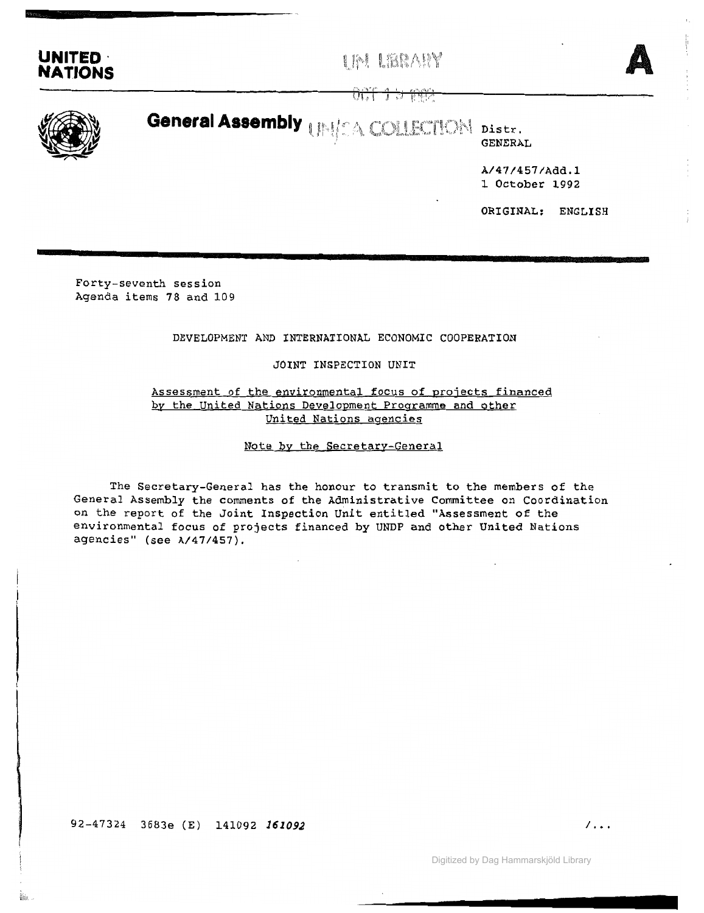# UNITED NATIONS

# A

## General Assembly

Distr.
GENERAL

A/47/457/Add.1
1 October 1992

ORIGINAL: ENGLISH

Forty-seventh session
Agenda items 78 and 109

DEVELOPMENT AND INTERNATIONAL ECONOMIC COOPERATION

JOINT INSPECTION UNIT

Assessment of the environmental focus of projects financed by the United Nations Development Programme and other United Nations agencies

Note by the Secretary-General

The Secretary-General has the honour to transmit to the members of the General Assembly the comments of the Administrative Committee on Coordination on the report of the Joint Inspection Unit entitled "Assessment of the environmental focus of projects financed by UNDP and other United Nations agencies" (see A/47/457).

92-47324 3683e (E) 141092 *161092*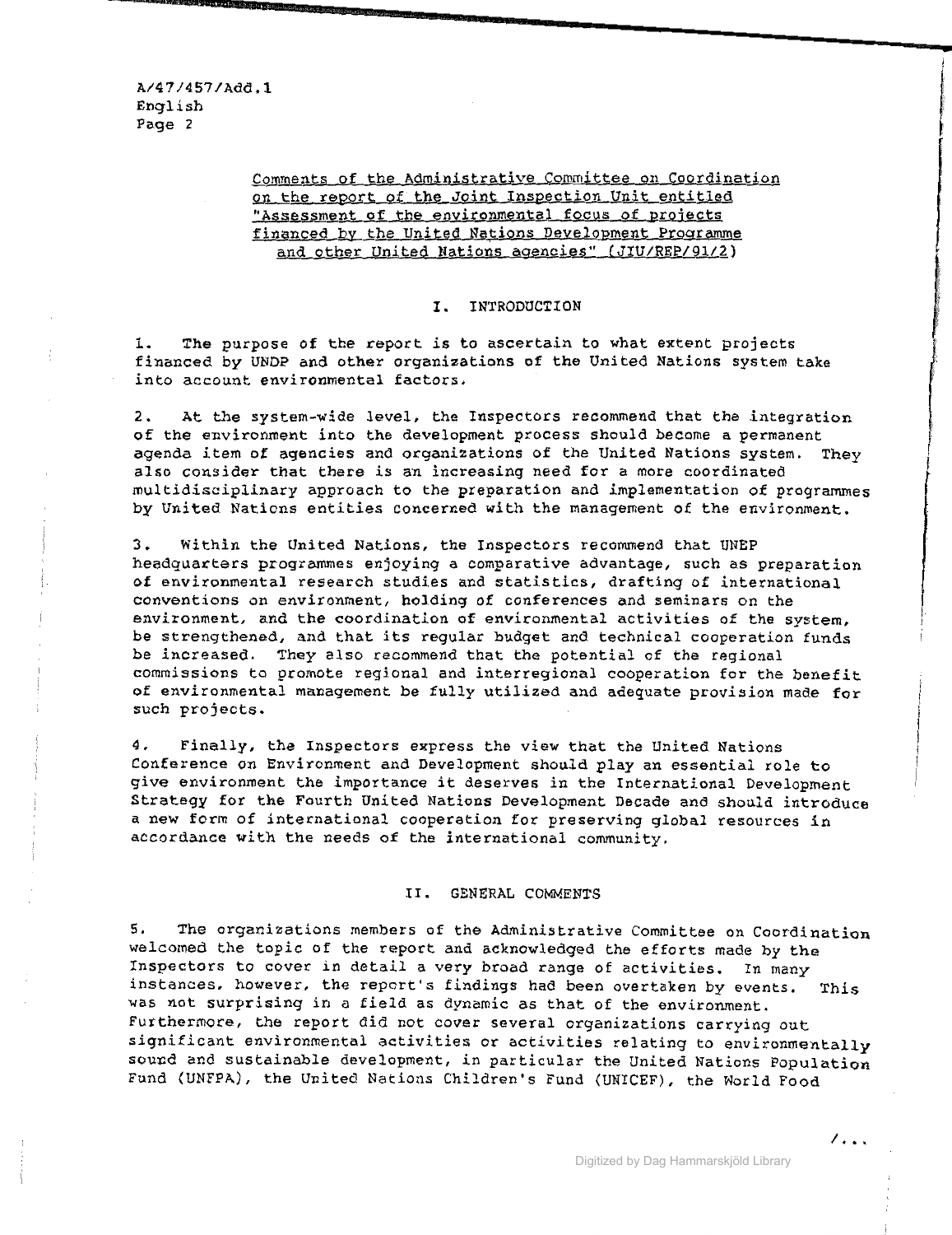A/47/457/Add.1
English

## Comments of the Administrative Committee on Coordination on the report of the Joint Inspection Unit entitled "Assessment of the environmental focus of projects financed by the United Nations Development Programme and other United Nations agencies" (JIU/REP/91/2)

### I. INTRODUCTION

1. The purpose of the report is to ascertain to what extent projects financed by UNDP and other organizations of the United Nations system take into account environmental factors.

2. At the system-wide level, the Inspectors recommend that the integration of the environment into the development process should become a permanent agenda item of agencies and organizations of the United Nations system. They also consider that there is an increasing need for a more coordinated multidisciplinary approach to the preparation and implementation of programmes by United Nations entities concerned with the management of the environment.

3. Within the United Nations, the Inspectors recommend that UNEP headquarters programmes enjoying a comparative advantage, such as preparation of environmental research studies and statistics, drafting of international conventions on environment, holding of conferences and seminars on the environment, and the coordination of environmental activities of the system, be strengthened, and that its regular budget and technical cooperation funds be increased. They also recommend that the potential of the regional commissions to promote regional and interregional cooperation for the benefit of environmental management be fully utilized and adequate provision made for such projects.

4. Finally, the Inspectors express the view that the United Nations Conference on Environment and Development should play an essential role to give environment the importance it deserves in the International Development Strategy for the Fourth United Nations Development Decade and should introduce a new form of international cooperation for preserving global resources in accordance with the needs of the international community.

### II. GENERAL COMMENTS

5. The organizations members of the Administrative Committee on Coordination welcomed the topic of the report and acknowledged the efforts made by the Inspectors to cover in detail a very broad range of activities. In many instances, however, the report's findings had been overtaken by events. This was not surprising in a field as dynamic as that of the environment. Furthermore, the report did not cover several organizations carrying out significant environmental activities or activities relating to environmentally sound and sustainable development, in particular the United Nations Population Fund (UNFPA), the United Nations Children's Fund (UNICEF), the World Food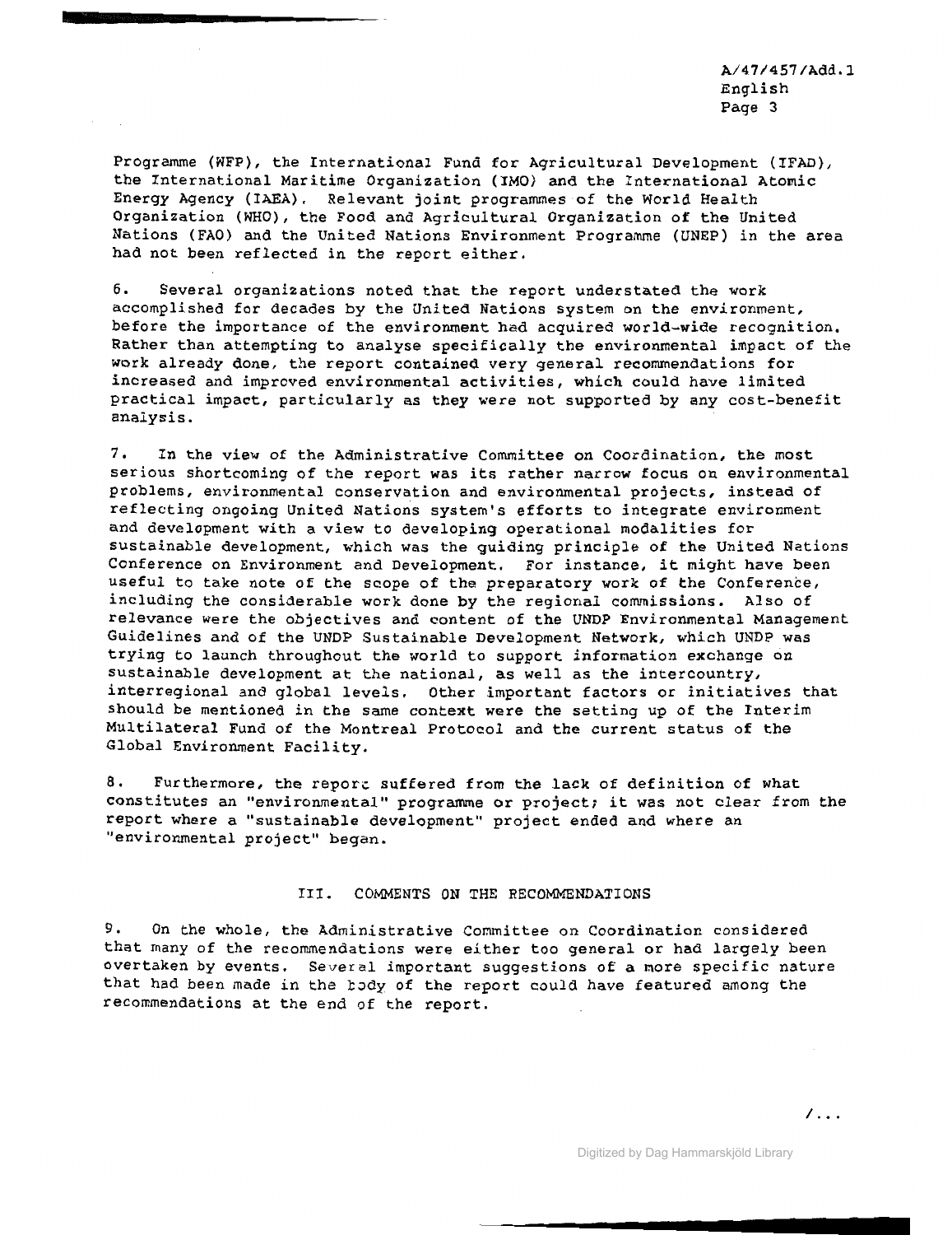Programme (WFP), the International Fund for Agricultural Development (IFAD), the International Maritime Organization (IMO) and the International Atomic Energy Agency (IAEA). Relevant joint programmes of the World Health Organization (WHO), the Food and Agricultural Organization of the United Nations (FAO) and the United Nations Environment Programme (UNEP) in the area had not been reflected in the report either.

6. Several organizations noted that the report understated the work accomplished for decades by the United Nations system on the environment, before the importance of the environment had acquired world-wide recognition. Rather than attempting to analyse specifically the environmental impact of the work already done, the report contained very general recommendations for increased and improved environmental activities, which could have limited practical impact, particularly as they were not supported by any cost-benefit analysis.

7. In the view of the Administrative Committee on Coordination, the most serious shortcoming of the report was its rather narrow focus on environmental problems, environmental conservation and environmental projects, instead of reflecting ongoing United Nations system's efforts to integrate environment and development with a view to developing operational modalities for sustainable development, which was the guiding principle of the United Nations Conference on Environment and Development. For instance, it might have been useful to take note of the scope of the preparatory work of the Conference, including the considerable work done by the regional commissions. Also of relevance were the objectives and content of the UNDP Environmental Management Guidelines and of the UNDP Sustainable Development Network, which UNDP was trying to launch throughout the world to support information exchange on sustainable development at the national, as well as the intercountry, interregional and global levels. Other important factors or initiatives that should be mentioned in the same context were the setting up of the Interim Multilateral Fund of the Montreal Protocol and the current status of the Global Environment Facility.

8. Furthermore, the report suffered from the lack of definition of what constitutes an "environmental" programme or project; it was not clear from the report where a "sustainable development" project ended and where an "environmental project" began.

## III. COMMENTS ON THE RECOMMENDATIONS

9. On the whole, the Administrative Committee on Coordination considered that many of the recommendations were either too general or had largely been overtaken by events. Several important suggestions of a more specific nature that had been made in the body of the report could have featured among the recommendations at the end of the report.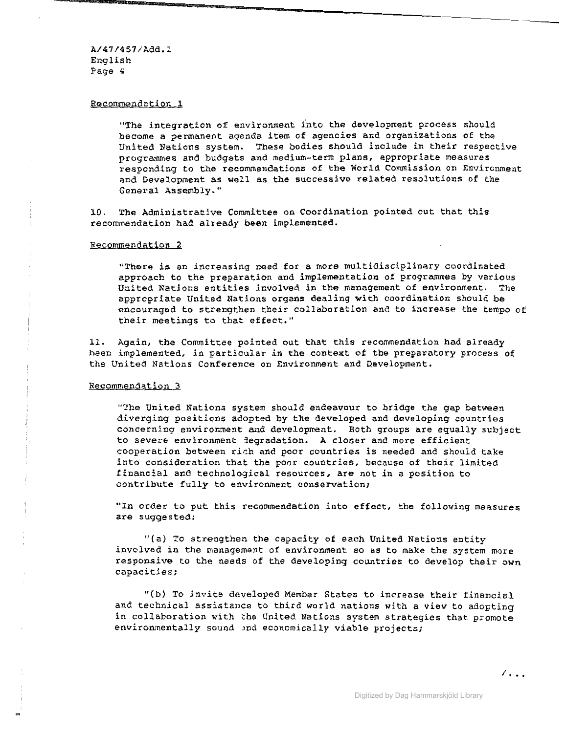Recommendation 1

"The integration of environment into the development process should become a permanent agenda item of agencies and organizations of the United Nations system. These bodies should include in their respective programmes and budgets and medium-term plans, appropriate measures responding to the recommendations of the World Commission on Environment and Development as well as the successive related resolutions of the General Assembly."

10. The Administrative Committee on Coordination pointed out that this recommendation had already been implemented.

Recommendation 2

"There is an increasing need for a more multidisciplinary coordinated approach to the preparation and implementation of programmes by various United Nations entities involved in the management of environment. The appropriate United Nations organs dealing with coordination should be encouraged to strengthen their collaboration and to increase the tempo of their meetings to that effect."

11. Again, the Committee pointed out that this recommendation had already been implemented, in particular in the context of the preparatory process of the United Nations Conference on Environment and Development.

Recommendation 3

"The United Nations system should endeavour to bridge the gap between diverging positions adopted by the developed and developing countries concerning environment and development. Both groups are equally subject to severe environment degradation. A closer and more efficient cooperation between rich and poor countries is needed and should take into consideration that the poor countries, because of their limited financial and technological resources, are not in a position to contribute fully to environment conservation;

"In order to put this recommendation into effect, the following measures are suggested:

"(a) To strengthen the capacity of each United Nations entity involved in the management of environment so as to make the system more responsive to the needs of the developing countries to develop their own capacities;

"(b) To invite developed Member States to increase their financial and technical assistance to third world nations with a view to adopting in collaboration with the United Nations system strategies that promote environmentally sound and economically viable projects;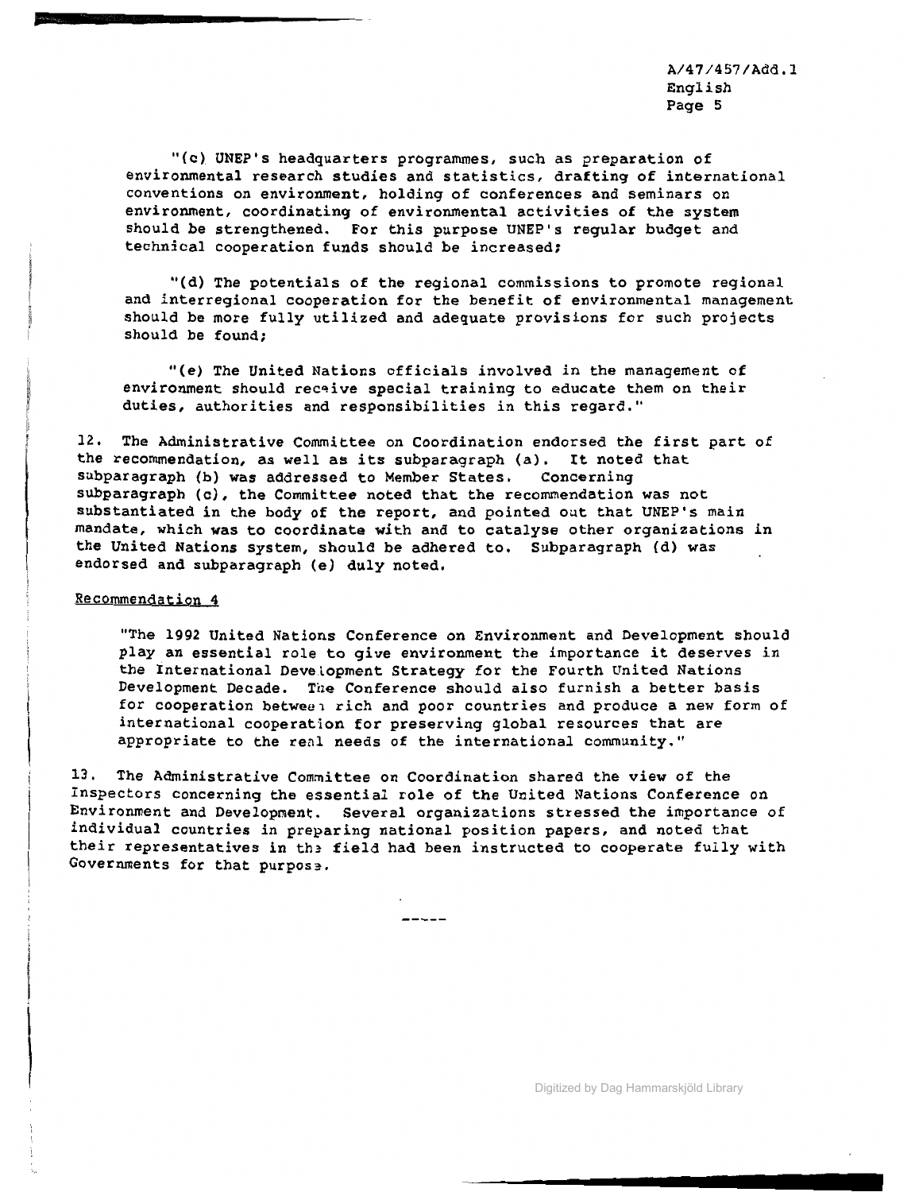"(c) UNEP's headquarters programmes, such as preparation of environmental research studies and statistics, drafting of international conventions on environment, holding of conferences and seminars on environment, coordinating of environmental activities of the system should be strengthened. For this purpose UNEP's regular budget and technical cooperation funds should be increased;

"(d) The potentials of the regional commissions to promote regional and interregional cooperation for the benefit of environmental management should be more fully utilized and adequate provisions for such projects should be found;

"(e) The United Nations officials involved in the management of environment should receive special training to educate them on their duties, authorities and responsibilities in this regard."

12. The Administrative Committee on Coordination endorsed the first part of the recommendation, as well as its subparagraph (a). It noted that subparagraph (b) was addressed to Member States. Concerning subparagraph (c), the Committee noted that the recommendation was not substantiated in the body of the report, and pointed out that UNEP's main mandate, which was to coordinate with and to catalyse other organizations in the United Nations system, should be adhered to. Subparagraph (d) was endorsed and subparagraph (e) duly noted.

Recommendation 4

"The 1992 United Nations Conference on Environment and Development should play an essential role to give environment the importance it deserves in the International Development Strategy for the Fourth United Nations Development Decade. The Conference should also furnish a better basis for cooperation between rich and poor countries and produce a new form of international cooperation for preserving global resources that are appropriate to the real needs of the international community."

13. The Administrative Committee on Coordination shared the view of the Inspectors concerning the essential role of the United Nations Conference on Environment and Development. Several organizations stressed the importance of individual countries in preparing national position papers, and noted that their representatives in the field had been instructed to cooperate fully with Governments for that purpose.

-----